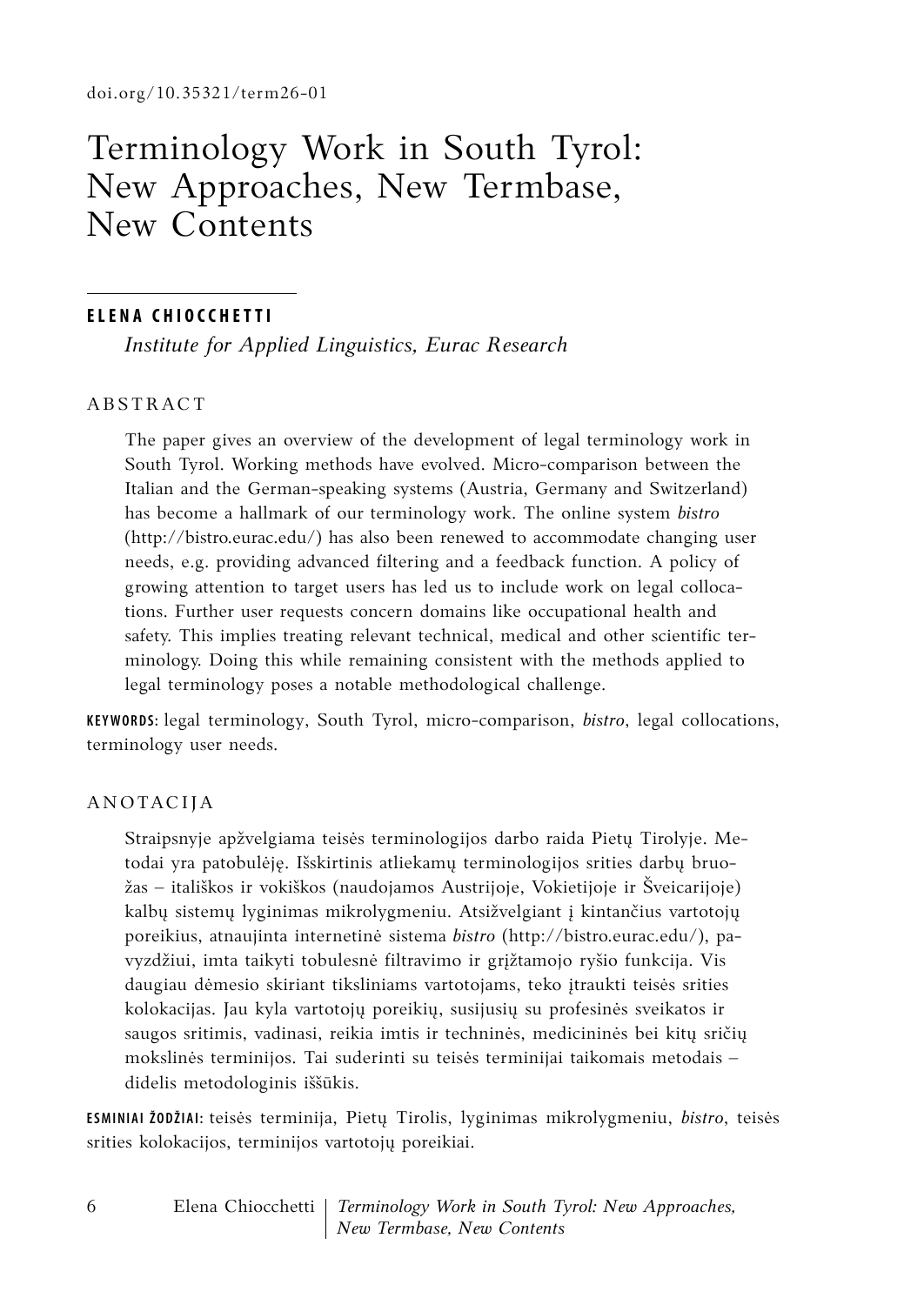doi.org/10.35321/term26-01

# Terminology Work in South Tyrol: New Approaches, New Termbase, New Contents

**ELENA CHIOCCHETTI**

*Institute for Applied Linguistics, Eurac Research*

## ABSTRACT

The paper gives an overview of the development of legal terminology work in South Tyrol. Working methods have evolved. Micro-comparison between the Italian and the German-speaking systems (Austria, Germany and Switzerland) has become a hallmark of our terminology work. The online system *bistro* (http://bistro.eurac.edu/) has also been renewed to accommodate changing user needs, e.g. providing advanced filtering and a feedback function. A policy of growing attention to target users has led us to include work on legal collocations. Further user requests concern domains like occupational health and safety. This implies treating relevant technical, medical and other scientific terminology. Doing this while remaining consistent with the methods applied to legal terminology poses a notable methodological challenge.

**KEYWORDS:** legal terminology, South Tyrol, micro-comparison, *bistro*, legal collocations, terminology user needs.

## ANOTACIJA

Straipsnyje apžvelgiama teisės terminologijos darbo raida Pietų Tirolyje. Metodai yra patobulėję. Išskirtinis atliekamų terminologijos srities darbų bruožas – itališkos ir vokiškos (naudojamos Austrijoje, Vokietijoje ir Šveicarijoje) kalbų sistemų lyginimas mikrolygmeniu. Atsižvelgiant į kintančius vartotojų poreikius, atnaujinta internetinė sistema *bistro* (http://bistro.eurac.edu/), pavyzdžiui, imta taikyti tobulesnė filtravimo ir grįžtamojo ryšio funkcija. Vis daugiau dėmesio skiriant tiksliniams vartotojams, teko įtraukti teisės srities kolokacijas. Jau kyla vartotojų poreikių, susijusių su profesinės sveikatos ir saugos sritimis, vadinasi, reikia imtis ir techninės, medicininės bei kitų sričių mokslinės terminijos. Tai suderinti su teisės terminijai taikomais metodais – didelis metodologinis iššūkis.

**ESMINIAI ŽODŽIAI:** teisės terminija, Pietų Tirolis, lyginimas mikrolygmeniu, *bistro*, teisės srities kolokacijos, terminijos vartotojų poreikiai.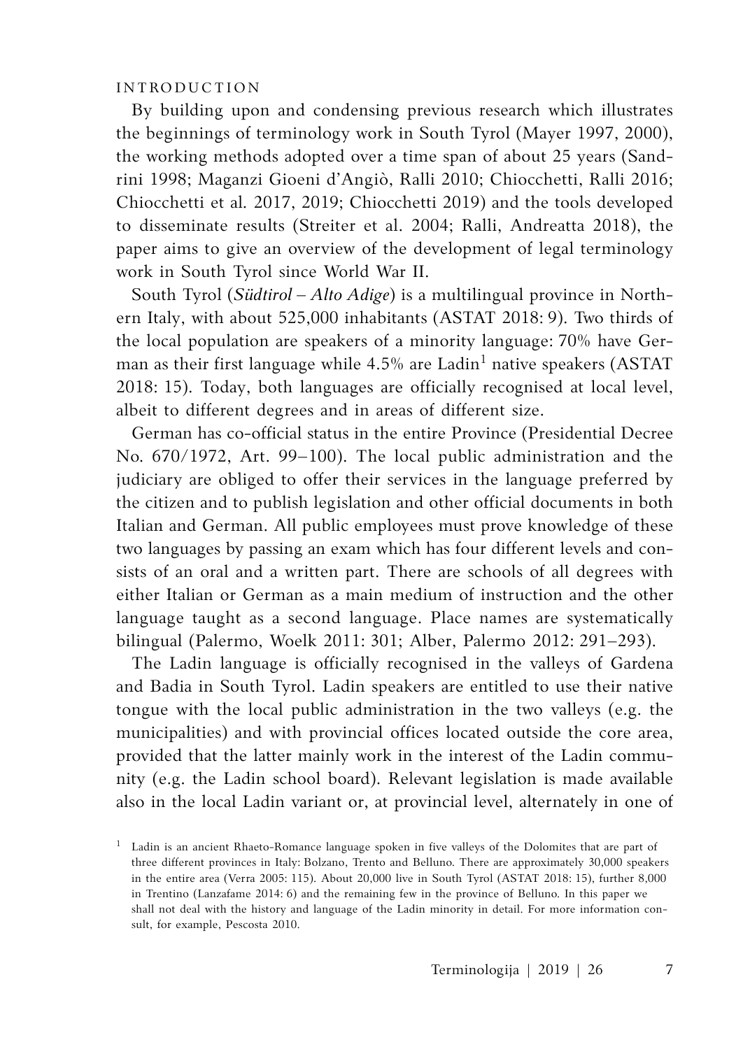## INTRODUCTION

By building upon and condensing previous research which illustrates the beginnings of terminology work in South Tyrol (Mayer 1997, 2000), the working methods adopted over a time span of about 25 years (Sandrini 1998; Maganzi Gioeni d'Angiò, Ralli 2010; Chiocchetti, Ralli 2016; Chiocchetti et al. 2017, 2019; Chiocchetti 2019) and the tools developed to disseminate results (Streiter et al. 2004; Ralli, Andreatta 2018), the paper aims to give an overview of the development of legal terminology work in South Tyrol since World War II.

South Tyrol (*Südtirol – Alto Adige*) is a multilingual province in Northern Italy, with about 525,000 inhabitants (ASTAT 2018: 9). Two thirds of the local population are speakers of a minority language: 70% have German as their first language while 4.5% are Ladin[1] native speakers (ASTAT 2018: 15). Today, both languages are officially recognised at local level, albeit to different degrees and in areas of different size.

German has co-official status in the entire Province (Presidential Decree No. 670/1972, Art. 99–100). The local public administration and the judiciary are obliged to offer their services in the language preferred by the citizen and to publish legislation and other official documents in both Italian and German. All public employees must prove knowledge of these two languages by passing an exam which has four different levels and consists of an oral and a written part. There are schools of all degrees with either Italian or German as a main medium of instruction and the other language taught as a second language. Place names are systematically bilingual (Palermo, Woelk 2011: 301; Alber, Palermo 2012: 291–293).

The Ladin language is officially recognised in the valleys of Gardena and Badia in South Tyrol. Ladin speakers are entitled to use their native tongue with the local public administration in the two valleys (e.g. the municipalities) and with provincial offices located outside the core area, provided that the latter mainly work in the interest of the Ladin community (e.g. the Ladin school board). Relevant legislation is made available also in the local Ladin variant or, at provincial level, alternately in one of

[1] Ladin is an ancient Rhaeto-Romance language spoken in five valleys of the Dolomites that are part of three different provinces in Italy: Bolzano, Trento and Belluno. There are approximately 30,000 speakers in the entire area (Verra 2005: 115). About 20,000 live in South Tyrol (ASTAT 2018: 15), further 8,000 in Trentino (Lanzafame 2014: 6) and the remaining few in the province of Belluno. In this paper we shall not deal with the history and language of the Ladin minority in detail. For more information consult, for example, Pescosta 2010.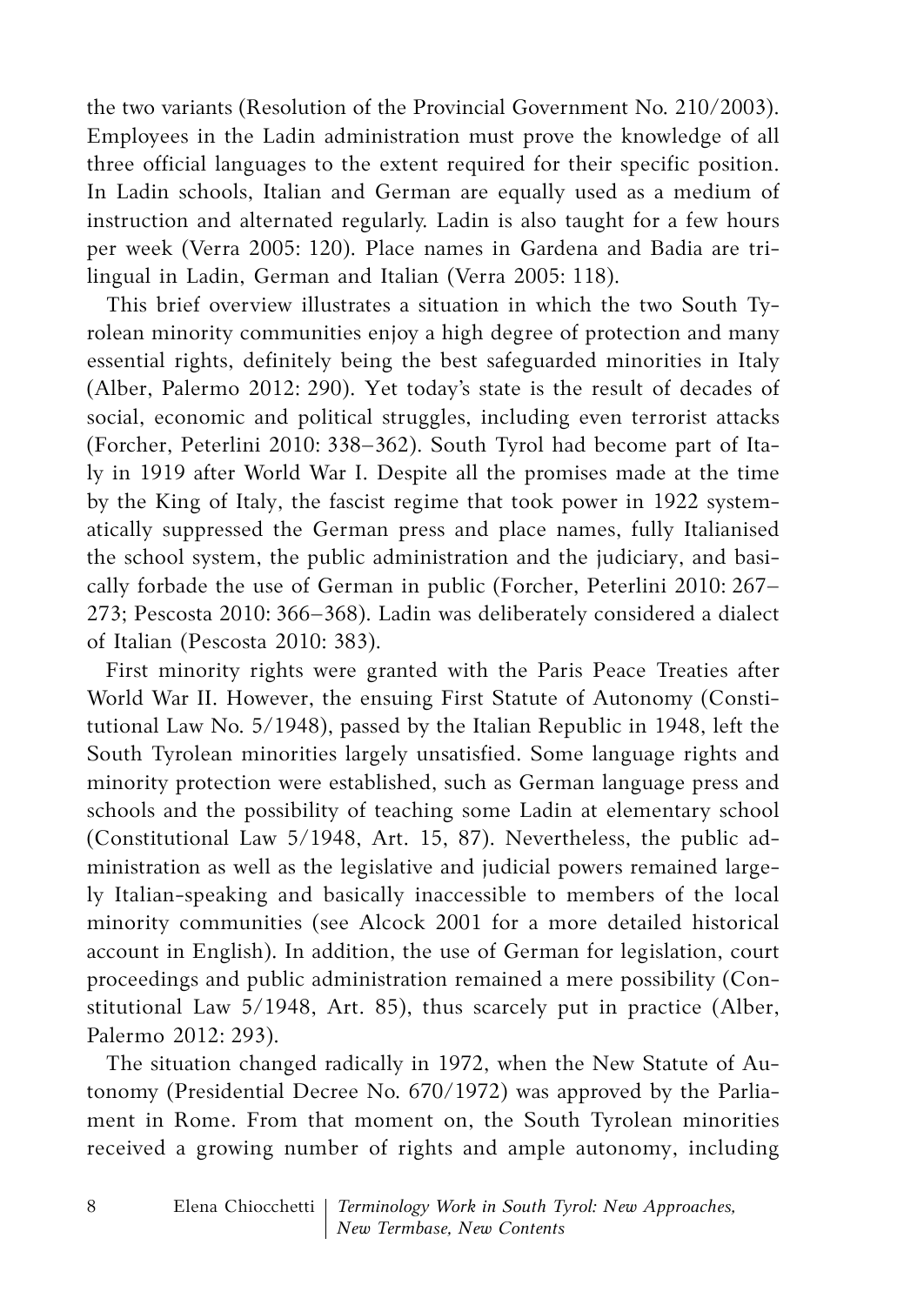the two variants (Resolution of the Provincial Government No. 210/2003). Employees in the Ladin administration must prove the knowledge of all three official languages to the extent required for their specific position. In Ladin schools, Italian and German are equally used as a medium of instruction and alternated regularly. Ladin is also taught for a few hours per week (Verra 2005: 120). Place names in Gardena and Badia are trilingual in Ladin, German and Italian (Verra 2005: 118).

This brief overview illustrates a situation in which the two South Tyrolean minority communities enjoy a high degree of protection and many essential rights, definitely being the best safeguarded minorities in Italy (Alber, Palermo 2012: 290). Yet today's state is the result of decades of social, economic and political struggles, including even terrorist attacks (Forcher, Peterlini 2010: 338–362). South Tyrol had become part of Italy in 1919 after World War I. Despite all the promises made at the time by the King of Italy, the fascist regime that took power in 1922 systematically suppressed the German press and place names, fully Italianised the school system, the public administration and the judiciary, and basically forbade the use of German in public (Forcher, Peterlini 2010: 267–273; Pescosta 2010: 366–368). Ladin was deliberately considered a dialect of Italian (Pescosta 2010: 383).

First minority rights were granted with the Paris Peace Treaties after World War II. However, the ensuing First Statute of Autonomy (Constitutional Law No. 5/1948), passed by the Italian Republic in 1948, left the South Tyrolean minorities largely unsatisfied. Some language rights and minority protection were established, such as German language press and schools and the possibility of teaching some Ladin at elementary school (Constitutional Law 5/1948, Art. 15, 87). Nevertheless, the public administration as well as the legislative and judicial powers remained largely Italian-speaking and basically inaccessible to members of the local minority communities (see Alcock 2001 for a more detailed historical account in English). In addition, the use of German for legislation, court proceedings and public administration remained a mere possibility (Constitutional Law 5/1948, Art. 85), thus scarcely put in practice (Alber, Palermo 2012: 293).

The situation changed radically in 1972, when the New Statute of Autonomy (Presidential Decree No. 670/1972) was approved by the Parliament in Rome. From that moment on, the South Tyrolean minorities received a growing number of rights and ample autonomy, including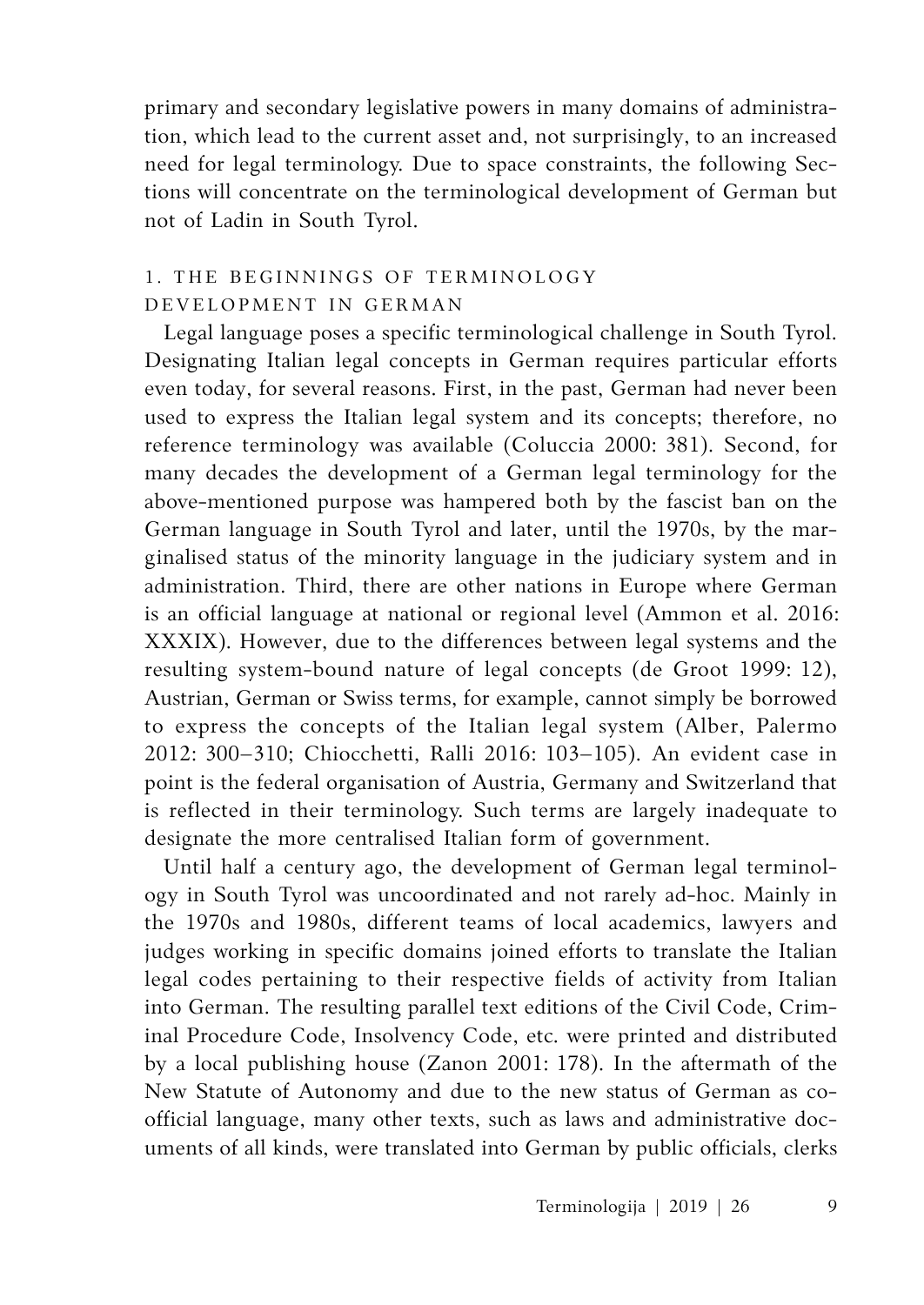primary and secondary legislative powers in many domains of administration, which lead to the current asset and, not surprisingly, to an increased need for legal terminology. Due to space constraints, the following Sections will concentrate on the terminological development of German but not of Ladin in South Tyrol.

## 1. THE BEGINNINGS OF TERMINOLOGY DEVELOPMENT IN GERMAN

Legal language poses a specific terminological challenge in South Tyrol. Designating Italian legal concepts in German requires particular efforts even today, for several reasons. First, in the past, German had never been used to express the Italian legal system and its concepts; therefore, no reference terminology was available (Coluccia 2000: 381). Second, for many decades the development of a German legal terminology for the above-mentioned purpose was hampered both by the fascist ban on the German language in South Tyrol and later, until the 1970s, by the marginalised status of the minority language in the judiciary system and in administration. Third, there are other nations in Europe where German is an official language at national or regional level (Ammon et al. 2016: XXXIX). However, due to the differences between legal systems and the resulting system-bound nature of legal concepts (de Groot 1999: 12), Austrian, German or Swiss terms, for example, cannot simply be borrowed to express the concepts of the Italian legal system (Alber, Palermo 2012: 300–310; Chiocchetti, Ralli 2016: 103–105). An evident case in point is the federal organisation of Austria, Germany and Switzerland that is reflected in their terminology. Such terms are largely inadequate to designate the more centralised Italian form of government.

Until half a century ago, the development of German legal terminology in South Tyrol was uncoordinated and not rarely ad-hoc. Mainly in the 1970s and 1980s, different teams of local academics, lawyers and judges working in specific domains joined efforts to translate the Italian legal codes pertaining to their respective fields of activity from Italian into German. The resulting parallel text editions of the Civil Code, Criminal Procedure Code, Insolvency Code, etc. were printed and distributed by a local publishing house (Zanon 2001: 178). In the aftermath of the New Statute of Autonomy and due to the new status of German as co-official language, many other texts, such as laws and administrative documents of all kinds, were translated into German by public officials, clerks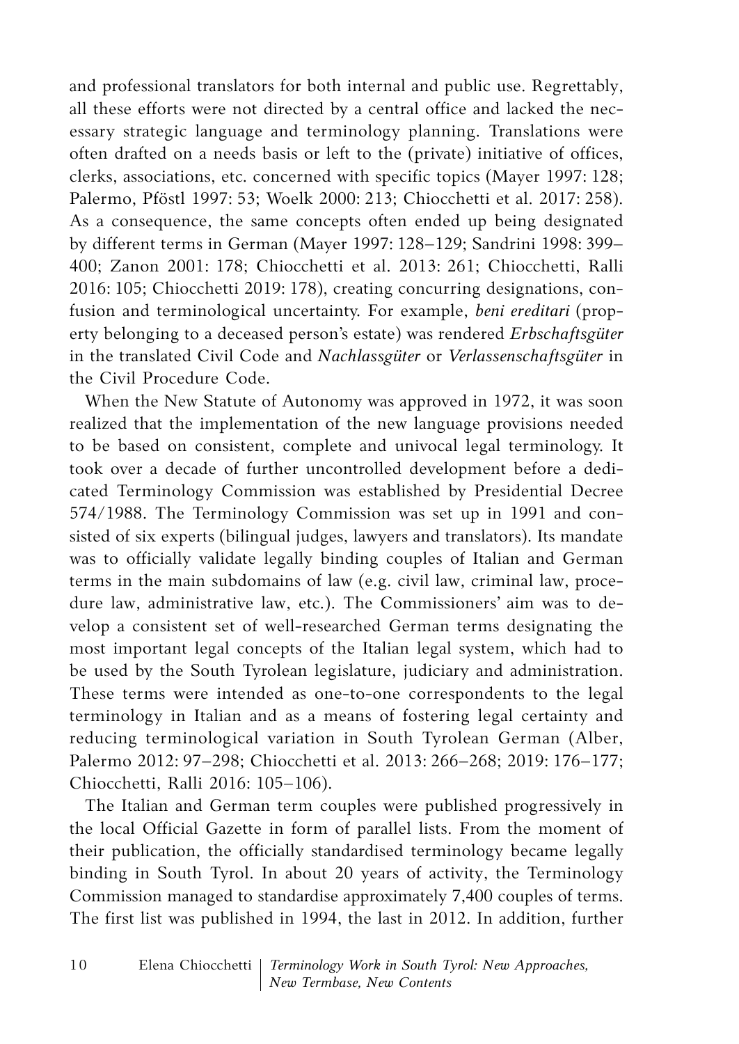and professional translators for both internal and public use. Regrettably, all these efforts were not directed by a central office and lacked the necessary strategic language and terminology planning. Translations were often drafted on a needs basis or left to the (private) initiative of offices, clerks, associations, etc. concerned with specific topics (Mayer 1997: 128; Palermo, Pföstl 1997: 53; Woelk 2000: 213; Chiocchetti et al. 2017: 258). As a consequence, the same concepts often ended up being designated by different terms in German (Mayer 1997: 128–129; Sandrini 1998: 399–400; Zanon 2001: 178; Chiocchetti et al. 2013: 261; Chiocchetti, Ralli 2016: 105; Chiocchetti 2019: 178), creating concurring designations, confusion and terminological uncertainty. For example, *beni ereditari* (property belonging to a deceased person's estate) was rendered *Erbschaftsgüter* in the translated Civil Code and *Nachlassgüter* or *Verlassenschaftsgüter* in the Civil Procedure Code.

When the New Statute of Autonomy was approved in 1972, it was soon realized that the implementation of the new language provisions needed to be based on consistent, complete and univocal legal terminology. It took over a decade of further uncontrolled development before a dedicated Terminology Commission was established by Presidential Decree 574/1988. The Terminology Commission was set up in 1991 and consisted of six experts (bilingual judges, lawyers and translators). Its mandate was to officially validate legally binding couples of Italian and German terms in the main subdomains of law (e.g. civil law, criminal law, procedure law, administrative law, etc.). The Commissioners' aim was to develop a consistent set of well-researched German terms designating the most important legal concepts of the Italian legal system, which had to be used by the South Tyrolean legislature, judiciary and administration. These terms were intended as one-to-one correspondents to the legal terminology in Italian and as a means of fostering legal certainty and reducing terminological variation in South Tyrolean German (Alber, Palermo 2012: 97–298; Chiocchetti et al. 2013: 266–268; 2019: 176–177; Chiocchetti, Ralli 2016: 105–106).

The Italian and German term couples were published progressively in the local Official Gazette in form of parallel lists. From the moment of their publication, the officially standardised terminology became legally binding in South Tyrol. In about 20 years of activity, the Terminology Commission managed to standardise approximately 7,400 couples of terms. The first list was published in 1994, the last in 2012. In addition, further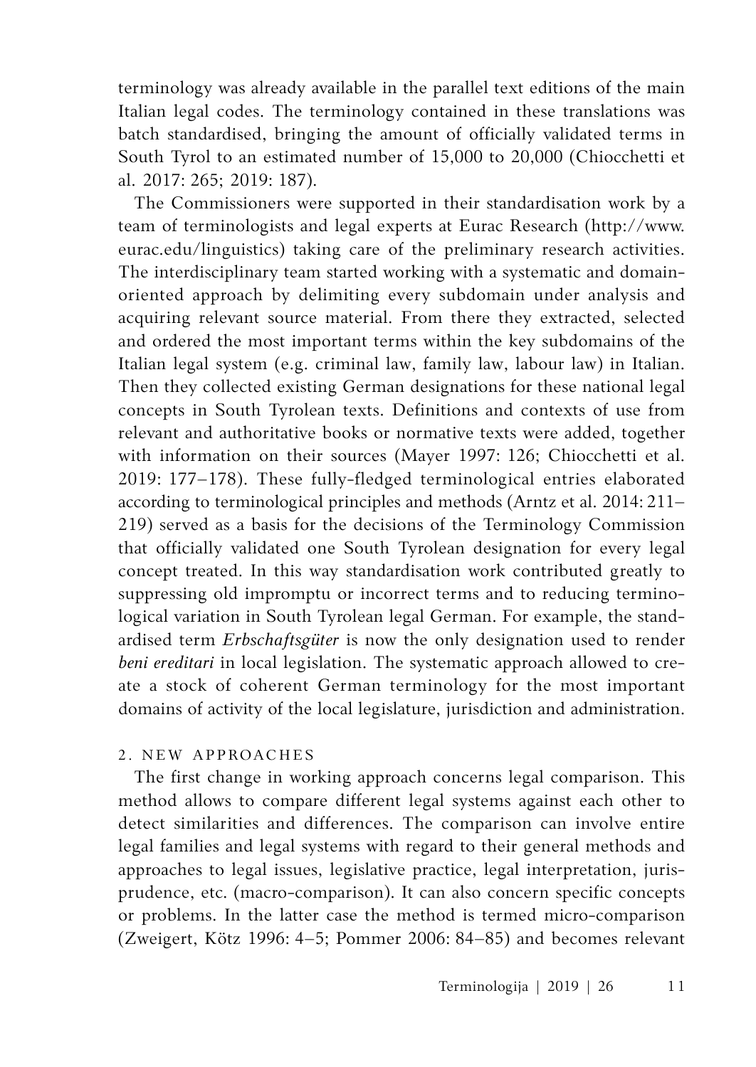terminology was already available in the parallel text editions of the main Italian legal codes. The terminology contained in these translations was batch standardised, bringing the amount of officially validated terms in South Tyrol to an estimated number of 15,000 to 20,000 (Chiocchetti et al. 2017: 265; 2019: 187).

The Commissioners were supported in their standardisation work by a team of terminologists and legal experts at Eurac Research (http://www.eurac.edu/linguistics) taking care of the preliminary research activities. The interdisciplinary team started working with a systematic and domain-oriented approach by delimiting every subdomain under analysis and acquiring relevant source material. From there they extracted, selected and ordered the most important terms within the key subdomains of the Italian legal system (e.g. criminal law, family law, labour law) in Italian. Then they collected existing German designations for these national legal concepts in South Tyrolean texts. Definitions and contexts of use from relevant and authoritative books or normative texts were added, together with information on their sources (Mayer 1997: 126; Chiocchetti et al. 2019: 177–178). These fully-fledged terminological entries elaborated according to terminological principles and methods (Arntz et al. 2014: 211–219) served as a basis for the decisions of the Terminology Commission that officially validated one South Tyrolean designation for every legal concept treated. In this way standardisation work contributed greatly to suppressing old impromptu or incorrect terms and to reducing terminological variation in South Tyrolean legal German. For example, the standardised term *Erbschaftsgüter* is now the only designation used to render *beni ereditari* in local legislation. The systematic approach allowed to create a stock of coherent German terminology for the most important domains of activity of the local legislature, jurisdiction and administration.

## 2. NEW APPROACHES

The first change in working approach concerns legal comparison. This method allows to compare different legal systems against each other to detect similarities and differences. The comparison can involve entire legal families and legal systems with regard to their general methods and approaches to legal issues, legislative practice, legal interpretation, jurisprudence, etc. (macro-comparison). It can also concern specific concepts or problems. In the latter case the method is termed micro-comparison (Zweigert, Kötz 1996: 4–5; Pommer 2006: 84–85) and becomes relevant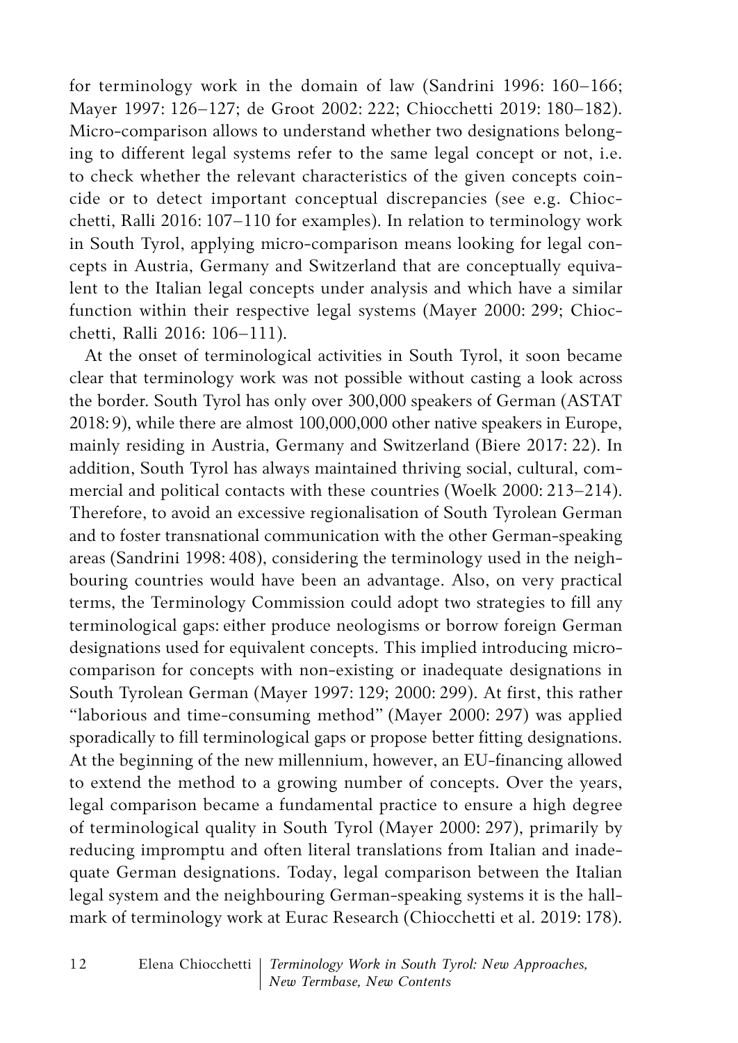for terminology work in the domain of law (Sandrini 1996: 160–166; Mayer 1997: 126–127; de Groot 2002: 222; Chiocchetti 2019: 180–182). Micro-comparison allows to understand whether two designations belonging to different legal systems refer to the same legal concept or not, i.e. to check whether the relevant characteristics of the given concepts coincide or to detect important conceptual discrepancies (see e.g. Chiocchetti, Ralli 2016: 107–110 for examples). In relation to terminology work in South Tyrol, applying micro-comparison means looking for legal concepts in Austria, Germany and Switzerland that are conceptually equivalent to the Italian legal concepts under analysis and which have a similar function within their respective legal systems (Mayer 2000: 299; Chiocchetti, Ralli 2016: 106–111).

At the onset of terminological activities in South Tyrol, it soon became clear that terminology work was not possible without casting a look across the border. South Tyrol has only over 300,000 speakers of German (ASTAT 2018: 9), while there are almost 100,000,000 other native speakers in Europe, mainly residing in Austria, Germany and Switzerland (Biere 2017: 22). In addition, South Tyrol has always maintained thriving social, cultural, commercial and political contacts with these countries (Woelk 2000: 213–214). Therefore, to avoid an excessive regionalisation of South Tyrolean German and to foster transnational communication with the other German-speaking areas (Sandrini 1998: 408), considering the terminology used in the neighbouring countries would have been an advantage. Also, on very practical terms, the Terminology Commission could adopt two strategies to fill any terminological gaps: either produce neologisms or borrow foreign German designations used for equivalent concepts. This implied introducing micro-comparison for concepts with non-existing or inadequate designations in South Tyrolean German (Mayer 1997: 129; 2000: 299). At first, this rather "laborious and time-consuming method" (Mayer 2000: 297) was applied sporadically to fill terminological gaps or propose better fitting designations. At the beginning of the new millennium, however, an EU-financing allowed to extend the method to a growing number of concepts. Over the years, legal comparison became a fundamental practice to ensure a high degree of terminological quality in South Tyrol (Mayer 2000: 297), primarily by reducing impromptu and often literal translations from Italian and inadequate German designations. Today, legal comparison between the Italian legal system and the neighbouring German-speaking systems it is the hallmark of terminology work at Eurac Research (Chiocchetti et al. 2019: 178).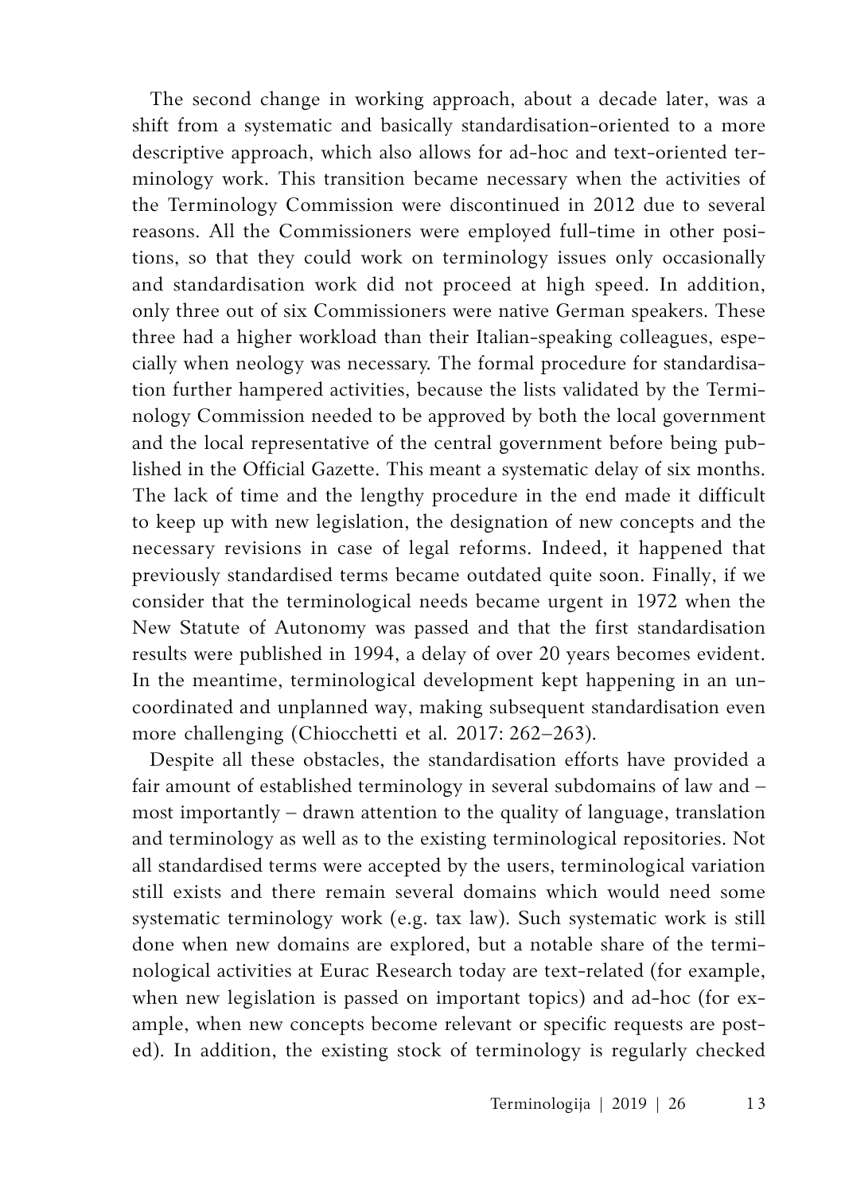The second change in working approach, about a decade later, was a shift from a systematic and basically standardisation-oriented to a more descriptive approach, which also allows for ad-hoc and text-oriented terminology work. This transition became necessary when the activities of the Terminology Commission were discontinued in 2012 due to several reasons. All the Commissioners were employed full-time in other positions, so that they could work on terminology issues only occasionally and standardisation work did not proceed at high speed. In addition, only three out of six Commissioners were native German speakers. These three had a higher workload than their Italian-speaking colleagues, especially when neology was necessary. The formal procedure for standardisation further hampered activities, because the lists validated by the Terminology Commission needed to be approved by both the local government and the local representative of the central government before being published in the Official Gazette. This meant a systematic delay of six months. The lack of time and the lengthy procedure in the end made it difficult to keep up with new legislation, the designation of new concepts and the necessary revisions in case of legal reforms. Indeed, it happened that previously standardised terms became outdated quite soon. Finally, if we consider that the terminological needs became urgent in 1972 when the New Statute of Autonomy was passed and that the first standardisation results were published in 1994, a delay of over 20 years becomes evident. In the meantime, terminological development kept happening in an uncoordinated and unplanned way, making subsequent standardisation even more challenging (Chiocchetti et al. 2017: 262–263).

Despite all these obstacles, the standardisation efforts have provided a fair amount of established terminology in several subdomains of law and – most importantly – drawn attention to the quality of language, translation and terminology as well as to the existing terminological repositories. Not all standardised terms were accepted by the users, terminological variation still exists and there remain several domains which would need some systematic terminology work (e.g. tax law). Such systematic work is still done when new domains are explored, but a notable share of the terminological activities at Eurac Research today are text-related (for example, when new legislation is passed on important topics) and ad-hoc (for example, when new concepts become relevant or specific requests are posted). In addition, the existing stock of terminology is regularly checked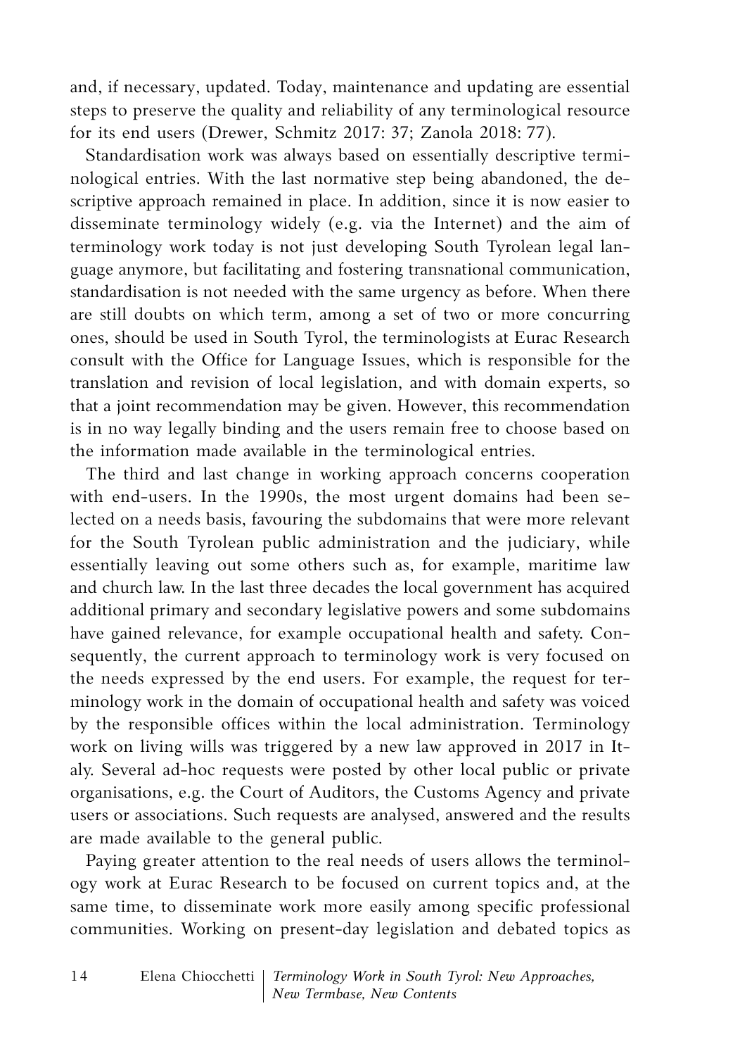and, if necessary, updated. Today, maintenance and updating are essential steps to preserve the quality and reliability of any terminological resource for its end users (Drewer, Schmitz 2017: 37; Zanola 2018: 77).

Standardisation work was always based on essentially descriptive terminological entries. With the last normative step being abandoned, the descriptive approach remained in place. In addition, since it is now easier to disseminate terminology widely (e.g. via the Internet) and the aim of terminology work today is not just developing South Tyrolean legal language anymore, but facilitating and fostering transnational communication, standardisation is not needed with the same urgency as before. When there are still doubts on which term, among a set of two or more concurring ones, should be used in South Tyrol, the terminologists at Eurac Research consult with the Office for Language Issues, which is responsible for the translation and revision of local legislation, and with domain experts, so that a joint recommendation may be given. However, this recommendation is in no way legally binding and the users remain free to choose based on the information made available in the terminological entries.

The third and last change in working approach concerns cooperation with end-users. In the 1990s, the most urgent domains had been selected on a needs basis, favouring the subdomains that were more relevant for the South Tyrolean public administration and the judiciary, while essentially leaving out some others such as, for example, maritime law and church law. In the last three decades the local government has acquired additional primary and secondary legislative powers and some subdomains have gained relevance, for example occupational health and safety. Consequently, the current approach to terminology work is very focused on the needs expressed by the end users. For example, the request for terminology work in the domain of occupational health and safety was voiced by the responsible offices within the local administration. Terminology work on living wills was triggered by a new law approved in 2017 in Italy. Several ad-hoc requests were posted by other local public or private organisations, e.g. the Court of Auditors, the Customs Agency and private users or associations. Such requests are analysed, answered and the results are made available to the general public.

Paying greater attention to the real needs of users allows the terminology work at Eurac Research to be focused on current topics and, at the same time, to disseminate work more easily among specific professional communities. Working on present-day legislation and debated topics as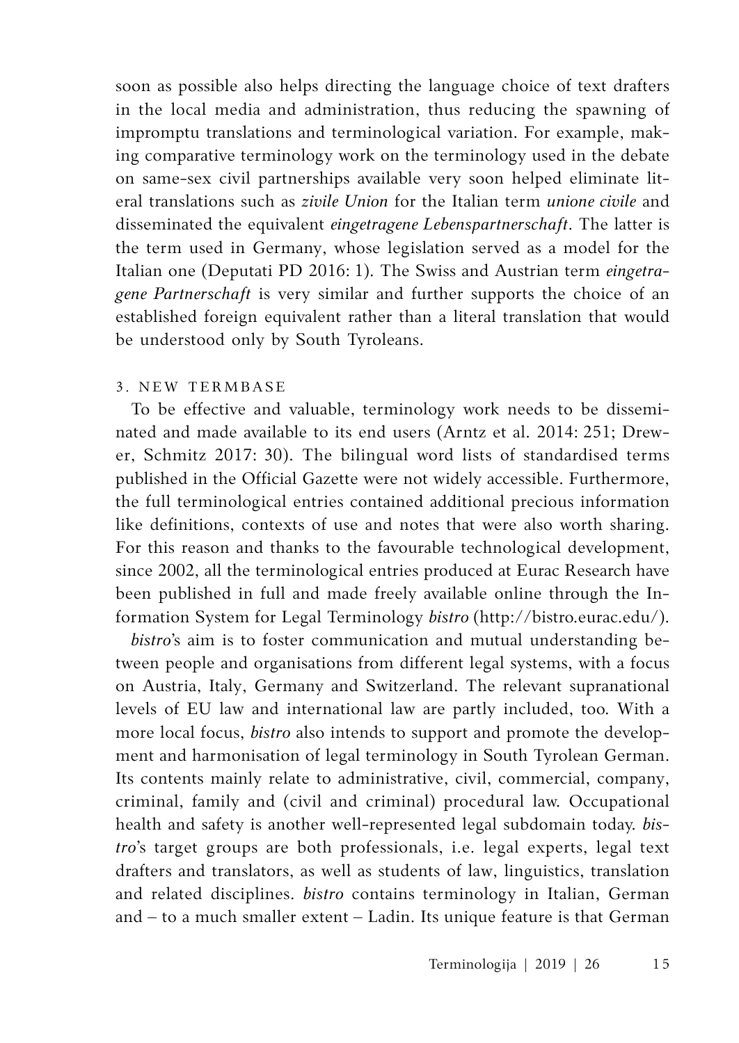soon as possible also helps directing the language choice of text drafters in the local media and administration, thus reducing the spawning of impromptu translations and terminological variation. For example, making comparative terminology work on the terminology used in the debate on same-sex civil partnerships available very soon helped eliminate literal translations such as *zivile Union* for the Italian term *unione civile* and disseminated the equivalent *eingetragene Lebenspartnerschaft*. The latter is the term used in Germany, whose legislation served as a model for the Italian one (Deputati PD 2016: 1). The Swiss and Austrian term *eingetragene Partnerschaft* is very similar and further supports the choice of an established foreign equivalent rather than a literal translation that would be understood only by South Tyroleans.

## 3. NEW TERMBASE

To be effective and valuable, terminology work needs to be disseminated and made available to its end users (Arntz et al. 2014: 251; Drewer, Schmitz 2017: 30). The bilingual word lists of standardised terms published in the Official Gazette were not widely accessible. Furthermore, the full terminological entries contained additional precious information like definitions, contexts of use and notes that were also worth sharing. For this reason and thanks to the favourable technological development, since 2002, all the terminological entries produced at Eurac Research have been published in full and made freely available online through the Information System for Legal Terminology *bistro* (http://bistro.eurac.edu/).

*bistro*'s aim is to foster communication and mutual understanding between people and organisations from different legal systems, with a focus on Austria, Italy, Germany and Switzerland. The relevant supranational levels of EU law and international law are partly included, too. With a more local focus, *bistro* also intends to support and promote the development and harmonisation of legal terminology in South Tyrolean German. Its contents mainly relate to administrative, civil, commercial, company, criminal, family and (civil and criminal) procedural law. Occupational health and safety is another well-represented legal subdomain today. *bistro*'s target groups are both professionals, i.e. legal experts, legal text drafters and translators, as well as students of law, linguistics, translation and related disciplines. *bistro* contains terminology in Italian, German and – to a much smaller extent – Ladin. Its unique feature is that German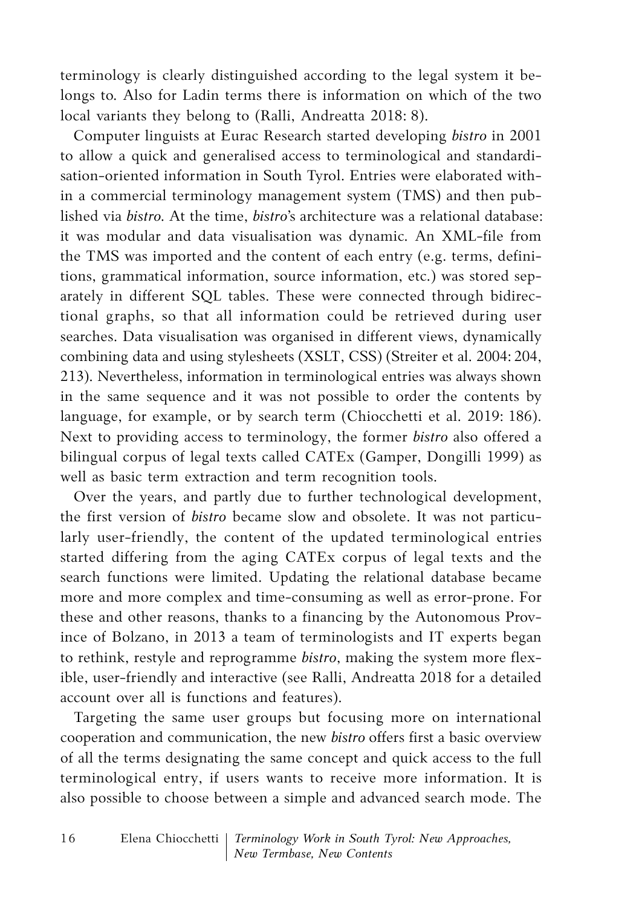terminology is clearly distinguished according to the legal system it belongs to. Also for Ladin terms there is information on which of the two local variants they belong to (Ralli, Andreatta 2018: 8).

Computer linguists at Eurac Research started developing *bistro* in 2001 to allow a quick and generalised access to terminological and standardisation-oriented information in South Tyrol. Entries were elaborated within a commercial terminology management system (TMS) and then published via *bistro*. At the time, *bistro*'s architecture was a relational database: it was modular and data visualisation was dynamic. An XML-file from the TMS was imported and the content of each entry (e.g. terms, definitions, grammatical information, source information, etc.) was stored separately in different SQL tables. These were connected through bidirectional graphs, so that all information could be retrieved during user searches. Data visualisation was organised in different views, dynamically combining data and using stylesheets (XSLT, CSS) (Streiter et al. 2004: 204, 213). Nevertheless, information in terminological entries was always shown in the same sequence and it was not possible to order the contents by language, for example, or by search term (Chiocchetti et al. 2019: 186). Next to providing access to terminology, the former *bistro* also offered a bilingual corpus of legal texts called CATEx (Gamper, Dongilli 1999) as well as basic term extraction and term recognition tools.

Over the years, and partly due to further technological development, the first version of *bistro* became slow and obsolete. It was not particularly user-friendly, the content of the updated terminological entries started differing from the aging CATEx corpus of legal texts and the search functions were limited. Updating the relational database became more and more complex and time-consuming as well as error-prone. For these and other reasons, thanks to a financing by the Autonomous Province of Bolzano, in 2013 a team of terminologists and IT experts began to rethink, restyle and reprogramme *bistro*, making the system more flexible, user-friendly and interactive (see Ralli, Andreatta 2018 for a detailed account over all is functions and features).

Targeting the same user groups but focusing more on international cooperation and communication, the new *bistro* offers first a basic overview of all the terms designating the same concept and quick access to the full terminological entry, if users wants to receive more information. It is also possible to choose between a simple and advanced search mode. The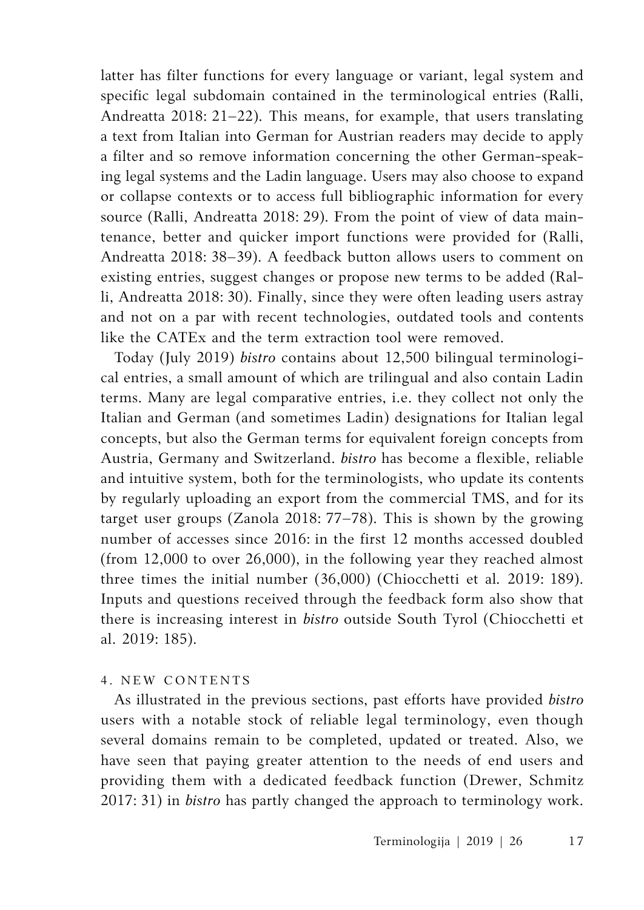latter has filter functions for every language or variant, legal system and specific legal subdomain contained in the terminological entries (Ralli, Andreatta 2018: 21–22). This means, for example, that users translating a text from Italian into German for Austrian readers may decide to apply a filter and so remove information concerning the other German-speaking legal systems and the Ladin language. Users may also choose to expand or collapse contexts or to access full bibliographic information for every source (Ralli, Andreatta 2018: 29). From the point of view of data maintenance, better and quicker import functions were provided for (Ralli, Andreatta 2018: 38–39). A feedback button allows users to comment on existing entries, suggest changes or propose new terms to be added (Ralli, Andreatta 2018: 30). Finally, since they were often leading users astray and not on a par with recent technologies, outdated tools and contents like the CATEx and the term extraction tool were removed.

Today (July 2019) *bistro* contains about 12,500 bilingual terminological entries, a small amount of which are trilingual and also contain Ladin terms. Many are legal comparative entries, i.e. they collect not only the Italian and German (and sometimes Ladin) designations for Italian legal concepts, but also the German terms for equivalent foreign concepts from Austria, Germany and Switzerland. *bistro* has become a flexible, reliable and intuitive system, both for the terminologists, who update its contents by regularly uploading an export from the commercial TMS, and for its target user groups (Zanola 2018: 77–78). This is shown by the growing number of accesses since 2016: in the first 12 months accessed doubled (from 12,000 to over 26,000), in the following year they reached almost three times the initial number (36,000) (Chiocchetti et al. 2019: 189). Inputs and questions received through the feedback form also show that there is increasing interest in *bistro* outside South Tyrol (Chiocchetti et al. 2019: 185).

## 4. NEW CONTENTS

As illustrated in the previous sections, past efforts have provided *bistro* users with a notable stock of reliable legal terminology, even though several domains remain to be completed, updated or treated. Also, we have seen that paying greater attention to the needs of end users and providing them with a dedicated feedback function (Drewer, Schmitz 2017: 31) in *bistro* has partly changed the approach to terminology work.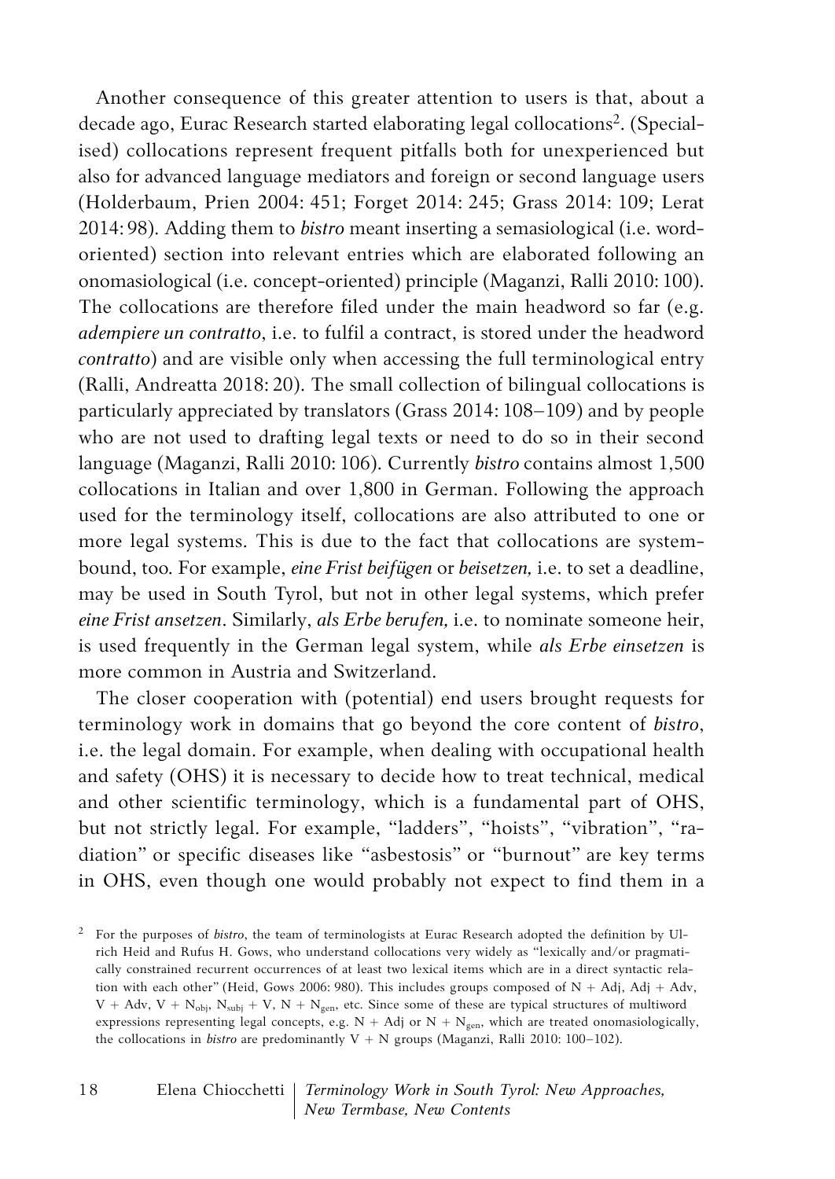Another consequence of this greater attention to users is that, about a decade ago, Eurac Research started elaborating legal collocations[2]. (Specialised) collocations represent frequent pitfalls both for unexperienced but also for advanced language mediators and foreign or second language users (Holderbaum, Prien 2004: 451; Forget 2014: 245; Grass 2014: 109; Lerat 2014: 98). Adding them to *bistro* meant inserting a semasiological (i.e. word-oriented) section into relevant entries which are elaborated following an onomasiological (i.e. concept-oriented) principle (Maganzi, Ralli 2010: 100). The collocations are therefore filed under the main headword so far (e.g. *adempiere un contratto*, i.e. to fulfil a contract, is stored under the headword *contratto*) and are visible only when accessing the full terminological entry (Ralli, Andreatta 2018: 20). The small collection of bilingual collocations is particularly appreciated by translators (Grass 2014: 108–109) and by people who are not used to drafting legal texts or need to do so in their second language (Maganzi, Ralli 2010: 106). Currently *bistro* contains almost 1,500 collocations in Italian and over 1,800 in German. Following the approach used for the terminology itself, collocations are also attributed to one or more legal systems. This is due to the fact that collocations are system-bound, too. For example, *eine Frist beifügen* or *beisetzen,* i.e. to set a deadline, may be used in South Tyrol, but not in other legal systems, which prefer *eine Frist ansetzen*. Similarly, *als Erbe berufen,* i.e. to nominate someone heir, is used frequently in the German legal system, while *als Erbe einsetzen* is more common in Austria and Switzerland.

The closer cooperation with (potential) end users brought requests for terminology work in domains that go beyond the core content of *bistro*, i.e. the legal domain. For example, when dealing with occupational health and safety (OHS) it is necessary to decide how to treat technical, medical and other scientific terminology, which is a fundamental part of OHS, but not strictly legal. For example, "ladders", "hoists", "vibration", "radiation" or specific diseases like "asbestosis" or "burnout" are key terms in OHS, even though one would probably not expect to find them in a

[2] For the purposes of *bistro*, the team of terminologists at Eurac Research adopted the definition by Ulrich Heid and Rufus H. Gows, who understand collocations very widely as "lexically and/or pragmatically constrained recurrent occurrences of at least two lexical items which are in a direct syntactic relation with each other" (Heid, Gows 2006: 980). This includes groups composed of N + Adj, Adj + Adv, V + Adv, V + $N_{obj}$, $N_{subj}$ + V, N + $N_{gen}$, etc. Since some of these are typical structures of multiword expressions representing legal concepts, e.g. N + Adj or N + $N_{gen}$, which are treated onomasiologically, the collocations in *bistro* are predominantly V + N groups (Maganzi, Ralli 2010: 100–102).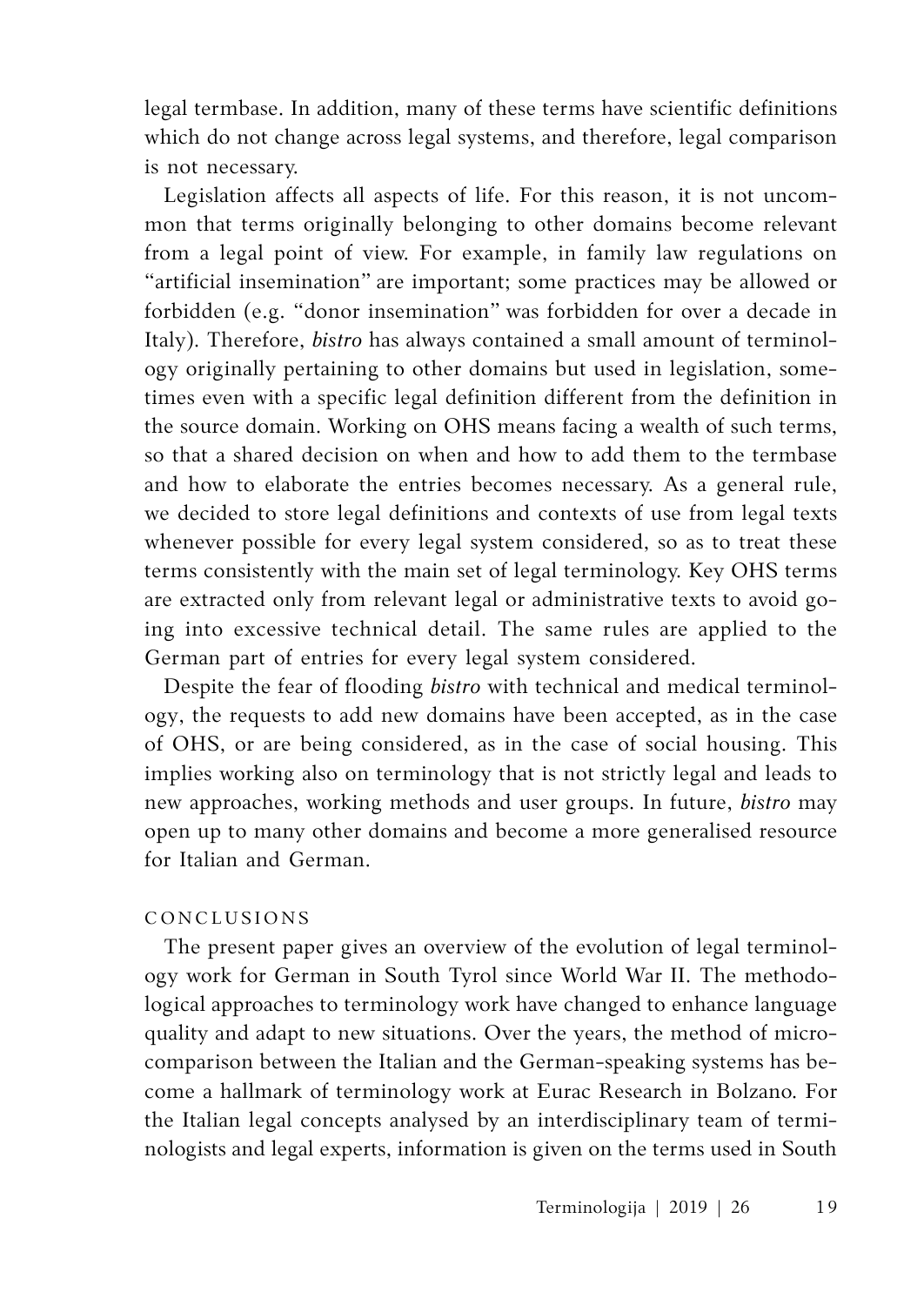legal termbase. In addition, many of these terms have scientific definitions which do not change across legal systems, and therefore, legal comparison is not necessary.

Legislation affects all aspects of life. For this reason, it is not uncommon that terms originally belonging to other domains become relevant from a legal point of view. For example, in family law regulations on "artificial insemination" are important; some practices may be allowed or forbidden (e.g. "donor insemination" was forbidden for over a decade in Italy). Therefore, *bistro* has always contained a small amount of terminology originally pertaining to other domains but used in legislation, sometimes even with a specific legal definition different from the definition in the source domain. Working on OHS means facing a wealth of such terms, so that a shared decision on when and how to add them to the termbase and how to elaborate the entries becomes necessary. As a general rule, we decided to store legal definitions and contexts of use from legal texts whenever possible for every legal system considered, so as to treat these terms consistently with the main set of legal terminology. Key OHS terms are extracted only from relevant legal or administrative texts to avoid going into excessive technical detail. The same rules are applied to the German part of entries for every legal system considered.

Despite the fear of flooding *bistro* with technical and medical terminology, the requests to add new domains have been accepted, as in the case of OHS, or are being considered, as in the case of social housing. This implies working also on terminology that is not strictly legal and leads to new approaches, working methods and user groups. In future, *bistro* may open up to many other domains and become a more generalised resource for Italian and German.

## CONCLUSIONS

The present paper gives an overview of the evolution of legal terminology work for German in South Tyrol since World War II. The methodological approaches to terminology work have changed to enhance language quality and adapt to new situations. Over the years, the method of micro-comparison between the Italian and the German-speaking systems has become a hallmark of terminology work at Eurac Research in Bolzano. For the Italian legal concepts analysed by an interdisciplinary team of terminologists and legal experts, information is given on the terms used in South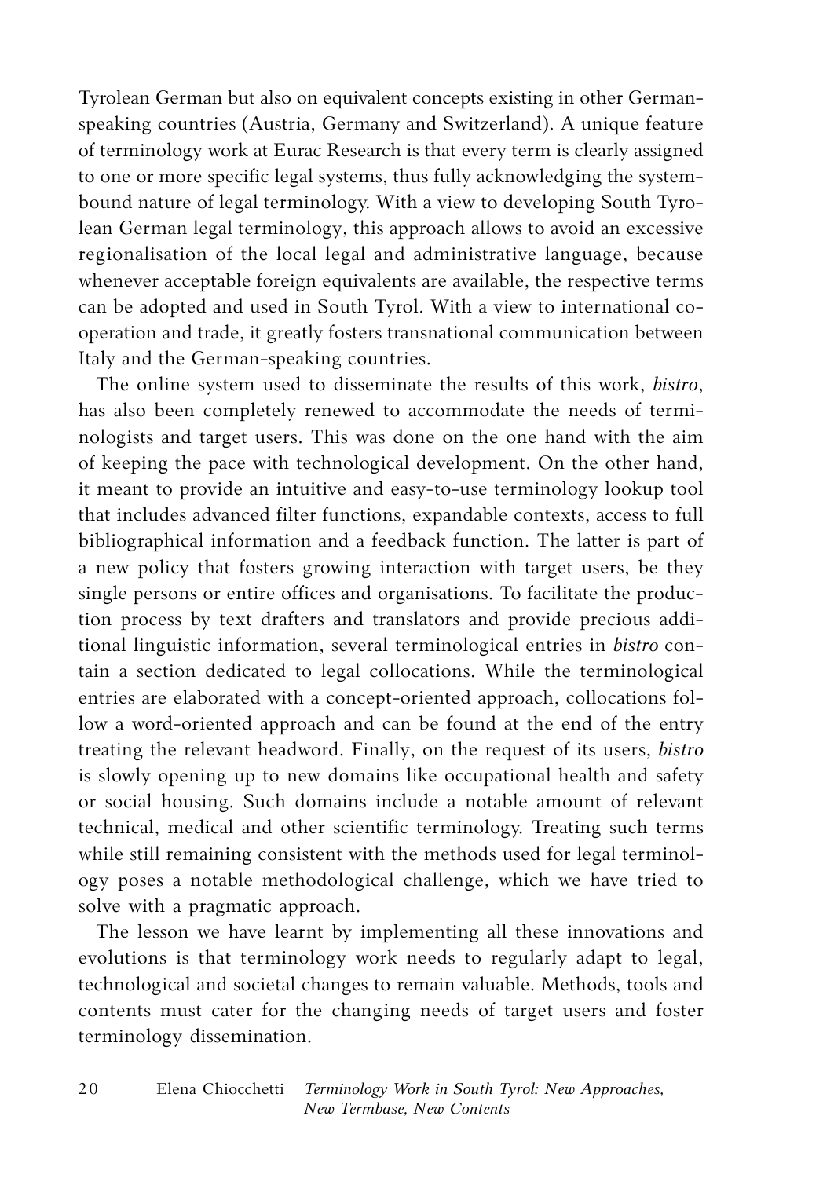Tyrolean German but also on equivalent concepts existing in other German-speaking countries (Austria, Germany and Switzerland). A unique feature of terminology work at Eurac Research is that every term is clearly assigned to one or more specific legal systems, thus fully acknowledging the system-bound nature of legal terminology. With a view to developing South Tyrolean German legal terminology, this approach allows to avoid an excessive regionalisation of the local legal and administrative language, because whenever acceptable foreign equivalents are available, the respective terms can be adopted and used in South Tyrol. With a view to international co-operation and trade, it greatly fosters transnational communication between Italy and the German-speaking countries.

The online system used to disseminate the results of this work, *bistro*, has also been completely renewed to accommodate the needs of terminologists and target users. This was done on the one hand with the aim of keeping the pace with technological development. On the other hand, it meant to provide an intuitive and easy-to-use terminology lookup tool that includes advanced filter functions, expandable contexts, access to full bibliographical information and a feedback function. The latter is part of a new policy that fosters growing interaction with target users, be they single persons or entire offices and organisations. To facilitate the production process by text drafters and translators and provide precious additional linguistic information, several terminological entries in *bistro* contain a section dedicated to legal collocations. While the terminological entries are elaborated with a concept-oriented approach, collocations follow a word-oriented approach and can be found at the end of the entry treating the relevant headword. Finally, on the request of its users, *bistro* is slowly opening up to new domains like occupational health and safety or social housing. Such domains include a notable amount of relevant technical, medical and other scientific terminology. Treating such terms while still remaining consistent with the methods used for legal terminology poses a notable methodological challenge, which we have tried to solve with a pragmatic approach.

The lesson we have learnt by implementing all these innovations and evolutions is that terminology work needs to regularly adapt to legal, technological and societal changes to remain valuable. Methods, tools and contents must cater for the changing needs of target users and foster terminology dissemination.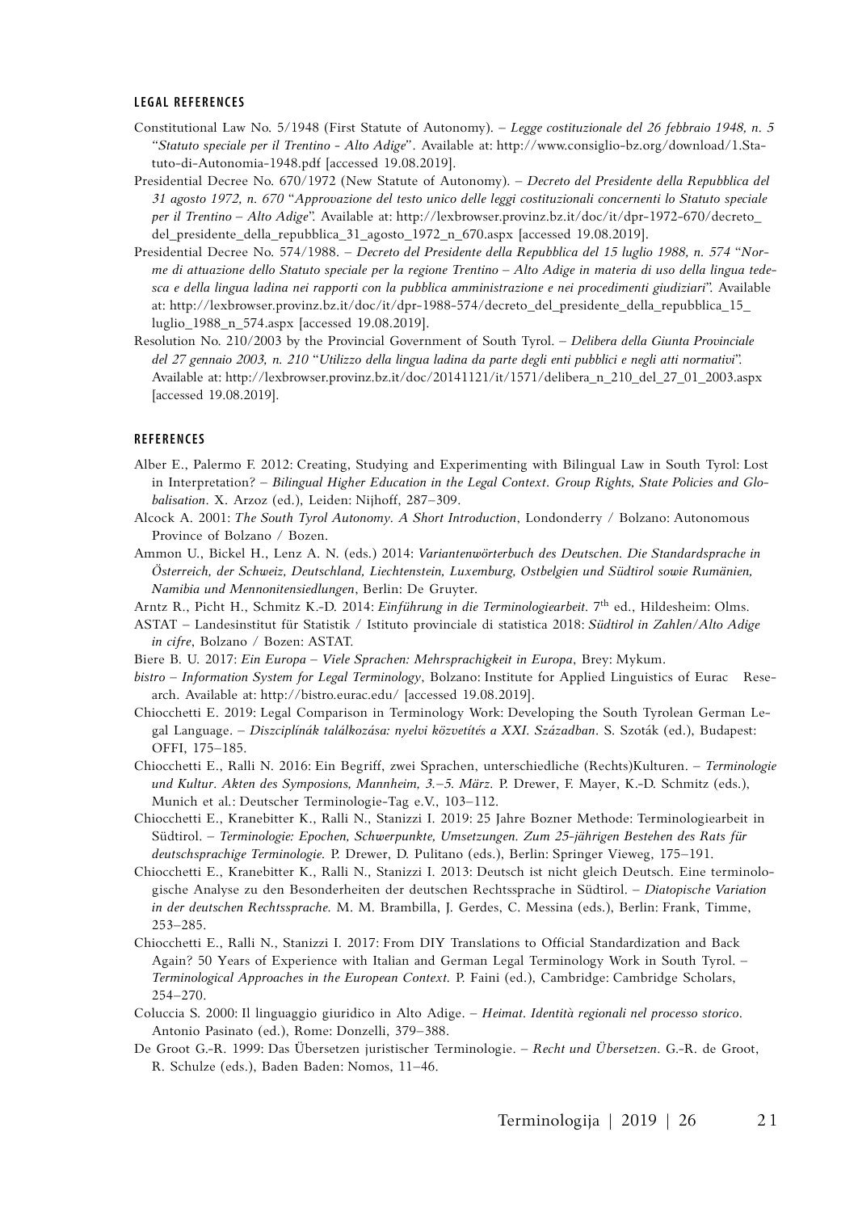#### LEGAL REFERENCES

Constitutional Law No. 5/1948 (First Statute of Autonomy). – *Legge costituzionale del 26 febbraio 1948, n. 5 "Statuto speciale per il Trentino - Alto Adige"*. Available at: http://www.consiglio-bz.org/download/1.Statuto-di-Autonomia-1948.pdf [accessed 19.08.2019].

Presidential Decree No. 670/1972 (New Statute of Autonomy). – *Decreto del Presidente della Repubblica del 31 agosto 1972, n. 670 "Approvazione del testo unico delle leggi costituzionali concernenti lo Statuto speciale per il Trentino – Alto Adige"*. Available at: http://lexbrowser.provinz.bz.it/doc/it/dpr-1972-670/decreto_del_presidente_della_repubblica_31_agosto_1972_n_670.aspx [accessed 19.08.2019].

Presidential Decree No. 574/1988. – *Decreto del Presidente della Repubblica del 15 luglio 1988, n. 574 "Norme di attuazione dello Statuto speciale per la regione Trentino – Alto Adige in materia di uso della lingua tedesca e della lingua ladina nei rapporti con la pubblica amministrazione e nei procedimenti giudiziari"*. Available at: http://lexbrowser.provinz.bz.it/doc/it/dpr-1988-574/decreto_del_presidente_della_repubblica_15_luglio_1988_n_574.aspx [accessed 19.08.2019].

Resolution No. 210/2003 by the Provincial Government of South Tyrol. – *Delibera della Giunta Provinciale del 27 gennaio 2003, n. 210 "Utilizzo della lingua ladina da parte degli enti pubblici e negli atti normativi"*. Available at: http://lexbrowser.provinz.bz.it/doc/20141121/it/1571/delibera_n_210_del_27_01_2003.aspx [accessed 19.08.2019].

#### REFERENCES

Alber E., Palermo F. 2012: Creating, Studying and Experimenting with Bilingual Law in South Tyrol: Lost in Interpretation? – *Bilingual Higher Education in the Legal Context. Group Rights, State Policies and Globalisation*. X. Arzoz (ed.), Leiden: Nijhoff, 287–309.

Alcock A. 2001: *The South Tyrol Autonomy. A Short Introduction*, Londonderry / Bolzano: Autonomous Province of Bolzano / Bozen.

Ammon U., Bickel H., Lenz A. N. (eds.) 2014: *Variantenwörterbuch des Deutschen. Die Standardsprache in Österreich, der Schweiz, Deutschland, Liechtenstein, Luxemburg, Ostbelgien und Südtirol sowie Rumänien, Namibia und Mennonitensiedlungen*, Berlin: De Gruyter.

Arntz R., Picht H., Schmitz K.-D. 2014: *Einführung in die Terminologiearbeit*. 7th ed., Hildesheim: Olms.

ASTAT – Landesinstitut für Statistik / Istituto provinciale di statistica 2018: *Südtirol in Zahlen/Alto Adige in cifre*, Bolzano / Bozen: ASTAT.

Biere B. U. 2017: *Ein Europa – Viele Sprachen: Mehrsprachigkeit in Europa*, Brey: Mykum.

*bistro – Information System for Legal Terminology*, Bolzano: Institute for Applied Linguistics of Eurac Research. Available at: http://bistro.eurac.edu/ [accessed 19.08.2019].

Chiocchetti E. 2019: Legal Comparison in Terminology Work: Developing the South Tyrolean German Legal Language. – *Diszciplínák találkozása: nyelvi közvetítés a XXI. Században*. S. Szoták (ed.), Budapest: OFFI, 175–185.

Chiocchetti E., Ralli N. 2016: Ein Begriff, zwei Sprachen, unterschiedliche (Rechts)Kulturen. – *Terminologie und Kultur. Akten des Symposions, Mannheim, 3.–5. März*. P. Drewer, F. Mayer, K.-D. Schmitz (eds.), Munich et al.: Deutscher Terminologie-Tag e.V., 103–112.

Chiocchetti E., Kranebitter K., Ralli N., Stanizzi I. 2019: 25 Jahre Bozner Methode: Terminologiearbeit in Südtirol. – *Terminologie: Epochen, Schwerpunkte, Umsetzungen. Zum 25-jährigen Bestehen des Rats für deutschsprachige Terminologie*. P. Drewer, D. Pulitano (eds.), Berlin: Springer Vieweg, 175–191.

Chiocchetti E., Kranebitter K., Ralli N., Stanizzi I. 2013: Deutsch ist nicht gleich Deutsch. Eine terminologische Analyse zu den Besonderheiten der deutschen Rechtssprache in Südtirol. – *Diatopische Variation in der deutschen Rechtssprache*. M. M. Brambilla, J. Gerdes, C. Messina (eds.), Berlin: Frank, Timme, 253–285.

Chiocchetti E., Ralli N., Stanizzi I. 2017: From DIY Translations to Official Standardization and Back Again? 50 Years of Experience with Italian and German Legal Terminology Work in South Tyrol. – *Terminological Approaches in the European Context*. P. Faini (ed.), Cambridge: Cambridge Scholars, 254–270.

Coluccia S. 2000: Il linguaggio giuridico in Alto Adige. – *Heimat. Identità regionali nel processo storico*. Antonio Pasinato (ed.), Rome: Donzelli, 379–388.

De Groot G.-R. 1999: Das Übersetzen juristischer Terminologie. – *Recht und Übersetzen*. G.-R. de Groot, R. Schulze (eds.), Baden Baden: Nomos, 11–46.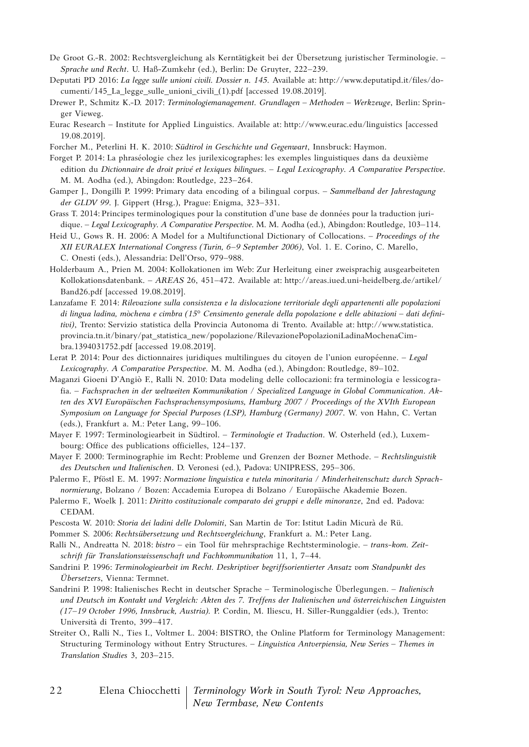De Groot G.-R. 2002: Rechtsvergleichung als Kerntätigkeit bei der Übersetzung juristischer Terminologie. – *Sprache und Recht*. U. Haß-Zumkehr (ed.), Berlin: De Gruyter, 222–239.

Deputati PD 2016: *La legge sulle unioni civili. Dossier n. 145.* Available at: http://www.deputatipd.it/files/documenti/145_La_legge_sulle_unioni_civili_(1).pdf [accessed 19.08.2019].

Drewer P., Schmitz K.-D. 2017: *Terminologiemanagement. Grundlagen – Methoden – Werkzeuge*, Berlin: Springer Vieweg.

Eurac Research – Institute for Applied Linguistics. Available at: http://www.eurac.edu/linguistics [accessed 19.08.2019].

Forcher M., Peterlini H. K. 2010: *Südtirol in Geschichte und Gegenwart*, Innsbruck: Haymon.

Forget P. 2014: La phraséologie chez les jurilexicographes: les exemples linguistiques dans da deuxième edition du *Dictionnaire de droit privé et lexiques bilingues*. – *Legal Lexicography. A Comparative Perspective*. M. M. Aodha (ed.), Abingdon: Routledge, 223–264.

Gamper J., Dongilli P. 1999: Primary data encoding of a bilingual corpus. – *Sammelband der Jahrestagung der GLDV 99*. J. Gippert (Hrsg.), Prague: Enigma, 323–331.

Grass T. 2014: Principes terminologiques pour la constitution d'une base de données pour la traduction juridique. – *Legal Lexicography. A Comparative Perspective*. M. M. Aodha (ed.), Abingdon: Routledge, 103–114.

Heid U., Gows R. H. 2006: A Model for a Multifunctional Dictionary of Collocations. – *Proceedings of the XII EURALEX International Congress (Turin, 6–9 September 2006)*, Vol. 1. E. Corino, C. Marello, C. Onesti (eds.), Alessandria: Dell'Orso, 979–988.

Holderbaum A., Prien M. 2004: Kollokationen im Web: Zur Herleitung einer zweisprachig ausgearbeiteten Kollokationsdatenbank. – *AREAS* 26, 451–472. Available at: http://areas.iued.uni-heidelberg.de/artikel/Band26.pdf [accessed 19.08.2019].

Lanzafame F. 2014: *Rilevazione sulla consistenza e la dislocazione territoriale degli appartenenti alle popolazioni di lingua ladina, mòchena e cimbra (15° Censimento generale della popolazione e delle abitazioni – dati definitivi)*, Trento: Servizio statistica della Provincia Autonoma di Trento. Available at: http://www.statistica.provincia.tn.it/binary/pat_statistica_new/popolazione/RilevazionePopolazioniLadinaMochenaCimbra.1394031752.pdf [accessed 19.08.2019].

Lerat P. 2014: Pour des dictionnaires juridiques multilingues du citoyen de l'union européenne. – *Legal Lexicography. A Comparative Perspective*. M. M. Aodha (ed.), Abingdon: Routledge, 89–102.

Maganzi Gioeni D'Angiò F., Ralli N. 2010: Data modeling delle collocazioni: fra terminologia e lessicografia. – *Fachsprachen in der weltweiten Kommunikation / Specialized Language in Global Communication. Akten des XVI Europäischen Fachsprachensymposiums, Hamburg 2007 / Proceedings of the XVIth European Symposium on Language for Special Purposes (LSP), Hamburg (Germany) 2007*. W. von Hahn, C. Vertan (eds.), Frankfurt a. M.: Peter Lang, 99–106.

Mayer F. 1997: Terminologiearbeit in Südtirol. – *Terminologie et Traduction*. W. Osterheld (ed.), Luxembourg: Office des publications officielles, 124–137.

Mayer F. 2000: Terminographie im Recht: Probleme und Grenzen der Bozner Methode. – *Rechtslinguistik des Deutschen und Italienischen*. D. Veronesi (ed.), Padova: UNIPRESS, 295–306.

Palermo F., Pföstl E. M. 1997: *Normazione linguistica e tutela minoritaria / Minderheitenschutz durch Sprachnormierung*, Bolzano / Bozen: Accademia Europea di Bolzano / Europäische Akademie Bozen.

Palermo F., Woelk J. 2011: *Diritto costituzionale comparato dei gruppi e delle minoranze*, 2nd ed. Padova: CEDAM.

Pescosta W. 2010: *Storia dei ladini delle Dolomiti*, San Martin de Tor: Istitut Ladin Micurà de Rü.

Pommer S. 2006: *Rechtsübersetzung und Rechtsvergleichung*, Frankfurt a. M.: Peter Lang.

Ralli N., Andreatta N. 2018: *bistro* – ein Tool für mehrsprachige Rechtsterminologie. – *trans-kom. Zeitschrift für Translationswissenschaft und Fachkommunikation* 11, 1, 7–44.

Sandrini P. 1996: *Terminologiearbeit im Recht. Deskriptiver begriffsorientierter Ansatz vom Standpunkt des Übersetzers*, Vienna: Termnet.

Sandrini P. 1998: Italienisches Recht in deutscher Sprache – Terminologische Überlegungen. – *Italienisch und Deutsch im Kontakt und Vergleich: Akten des 7. Treffens der Italienischen und österreichischen Linguisten (17–19 October 1996, Innsbruck, Austria).* P. Cordin, M. Iliescu, H. Siller-Runggaldier (eds.), Trento: Università di Trento, 399–417.

Streiter O., Ralli N., Ties I., Voltmer L. 2004: BISTRO, the Online Platform for Terminology Management: Structuring Terminology without Entry Structures. – *Linguistica Antverpiensia, New Series – Themes in Translation Studies* 3, 203–215.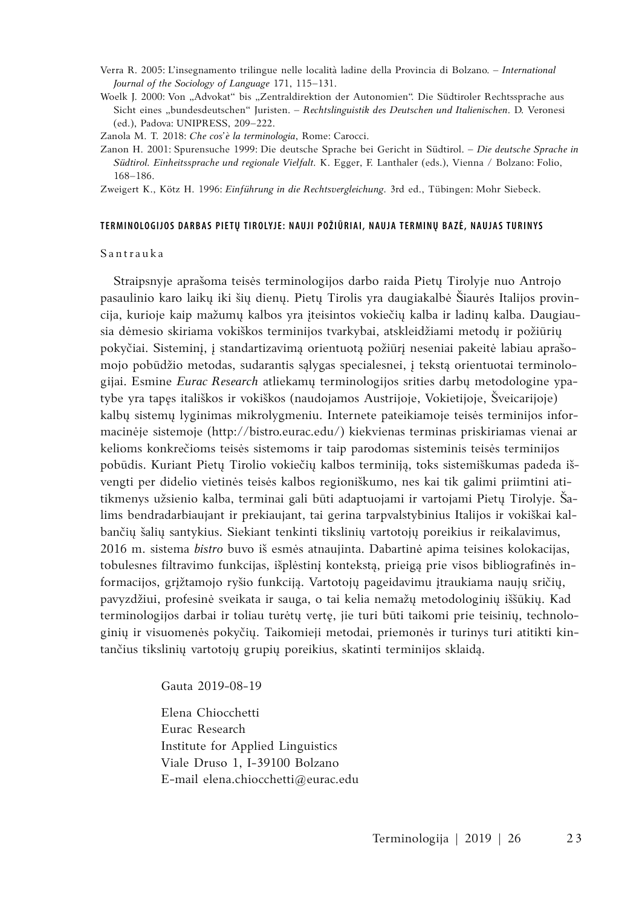Verra R. 2005: L'insegnamento trilingue nelle località ladine della Provincia di Bolzano. – *International Journal of the Sociology of Language* 171, 115–131.

Woelk J. 2000: Von „Advokat" bis „Zentraldirektion der Autonomien". Die Südtiroler Rechtssprache aus Sicht eines „bundesdeutschen" Juristen. – *Rechtslinguistik des Deutschen und Italienischen*. D. Veronesi (ed.), Padova: UNIPRESS, 209–222.

Zanola M. T. 2018: *Che cos'è la terminologia*, Rome: Carocci.

Zanon H. 2001: Spurensuche 1999: Die deutsche Sprache bei Gericht in Südtirol. – *Die deutsche Sprache in Südtirol. Einheitssprache und regionale Vielfalt*. K. Egger, F. Lanthaler (eds.), Vienna / Bolzano: Folio, 168–186.

Zweigert K., Kötz H. 1996: *Einführung in die Rechtsvergleichung*. 3rd ed., Tübingen: Mohr Siebeck.

## TERMINOLOGIJOS DARBAS PIETŲ TIROLYJE: NAUJI POŽIŪRIAI, NAUJA TERMINŲ BAZĖ, NAUJAS TURINYS

Santrauka

Straipsnyje aprašoma teisės terminologijos darbo raida Pietų Tirolyje nuo Antrojo pasaulinio karo laikų iki šių dienų. Pietų Tirolis yra daugiakalbė Šiaurės Italijos provincija, kurioje kaip mažumų kalbos yra įteisintos vokiečių kalba ir ladinų kalba. Daugiausia dėmesio skiriama vokiškos terminijos tvarkybai, atskleidžiami metodų ir požiūrių pokyčiai. Sisteminį, į standartizavimą orientuotą požiūrį neseniai pakeitė labiau aprašomojo pobūdžio metodas, sudarantis sąlygas specialesnei, į tekstą orientuotai terminologijai. Esmine *Eurac Research* atliekamų terminologijos srities darbų metodologine ypatybe yra tapęs itališkos ir vokiškos (naudojamos Austrijoje, Vokietijoje, Šveicarijoje) kalbų sistemų lyginimas mikrolygmeniu. Internete pateikiamoje teisės terminijos informacinėje sistemoje (http://bistro.eurac.edu/) kiekvienas terminas priskiriamas vienai ar kelioms konkrečioms teisės sistemoms ir taip parodomas sisteminis teisės terminijos pobūdis. Kuriant Pietų Tirolio vokiečių kalbos terminiją, toks sistemiškumas padeda išvengti per didelio vietinės teisės kalbos regioniškumo, nes kai tik galimi priimtini atitikmenys užsienio kalba, terminai gali būti adaptuojami ir vartojami Pietų Tirolyje. Šalims bendradarbiaujant ir prekiaujant, tai gerina tarpvalstybinius Italijos ir vokiškai kalbančių šalių santykius. Siekiant tenkinti tikslinių vartotojų poreikius ir reikalavimus, 2016 m. sistema *bistro* buvo iš esmės atnaujinta. Dabartinė apima teisines kolokacijas, tobulesnes filtravimo funkcijas, išplėstinį kontekstą, prieigą prie visos bibliografinės informacijos, grįžtamojo ryšio funkciją. Vartotojų pageidavimu įtraukiama naujų sričių, pavyzdžiui, profesinė sveikata ir sauga, o tai kelia nemažų metodologinių iššūkių. Kad terminologijos darbai ir toliau turėtų vertę, jie turi būti taikomi prie teisinių, technologinių ir visuomenės pokyčių. Taikomieji metodai, priemonės ir turinys turi atitikti kintančius tikslinių vartotojų grupių poreikius, skatinti terminijos sklaidą.

Gauta 2019-08-19

Elena Chiocchetti  
Eurac Research  
Institute for Applied Linguistics  
Viale Druso 1, I-39100 Bolzano  
E-mail elena.chiocchetti@eurac.edu